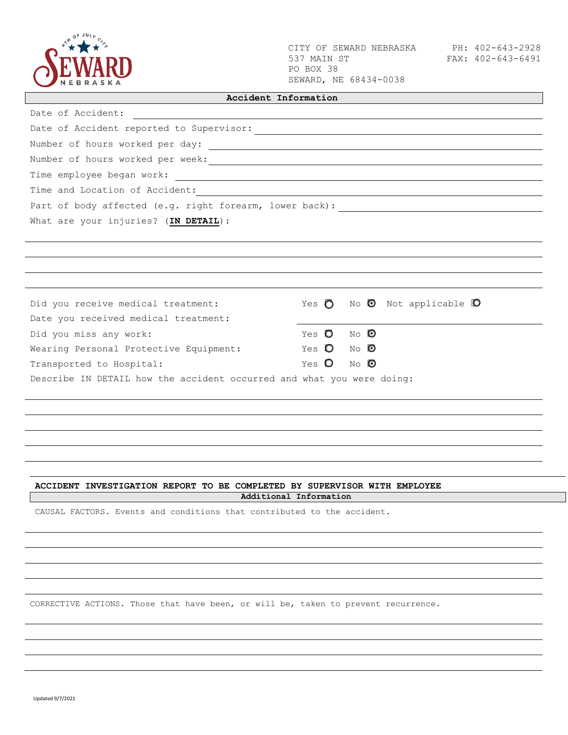SEWARD NEBRASKA — 4TH OF JULY CITY

CITY OF SEWARD NEBRASKA
537 MAIN ST
PO BOX 38
SEWARD, NE 68434-0038

PH: 402-643-2928
FAX: 402-643-6491

## Accident Information

Date of Accident: ____________________

Date of Accident reported to Supervisor: ____________________

Number of hours worked per day: ____________________

Number of hours worked per week: ____________________

Time employee began work: ____________________

Time and Location of Accident: ____________________

Part of body affected (e.g. right forearm, lower back): ____________________

What are your injuries? (**IN DETAIL**):

____________________

____________________

____________________

____________________

Did you receive medical treatment: Yes ○ No ◉ Not applicable ○

Date you received medical treatment: ____________________

Did you miss any work: Yes ○ No ◉

Wearing Personal Protective Equipment: Yes ○ No ◉

Transported to Hospital: Yes ○ No ◉

Describe IN DETAIL how the accident occurred and what you were doing:

____________________

____________________

____________________

____________________

____________________

**ACCIDENT INVESTIGATION REPORT TO BE COMPLETED BY SUPERVISOR WITH EMPLOYEE**

### Additional Information

CAUSAL FACTORS. Events and conditions that contributed to the accident.

____________________

____________________

____________________

____________________

____________________

CORRECTIVE ACTIONS. Those that have been, or will be, taken to prevent recurrence.

____________________

____________________

____________________

____________________

Updated 9/7/2021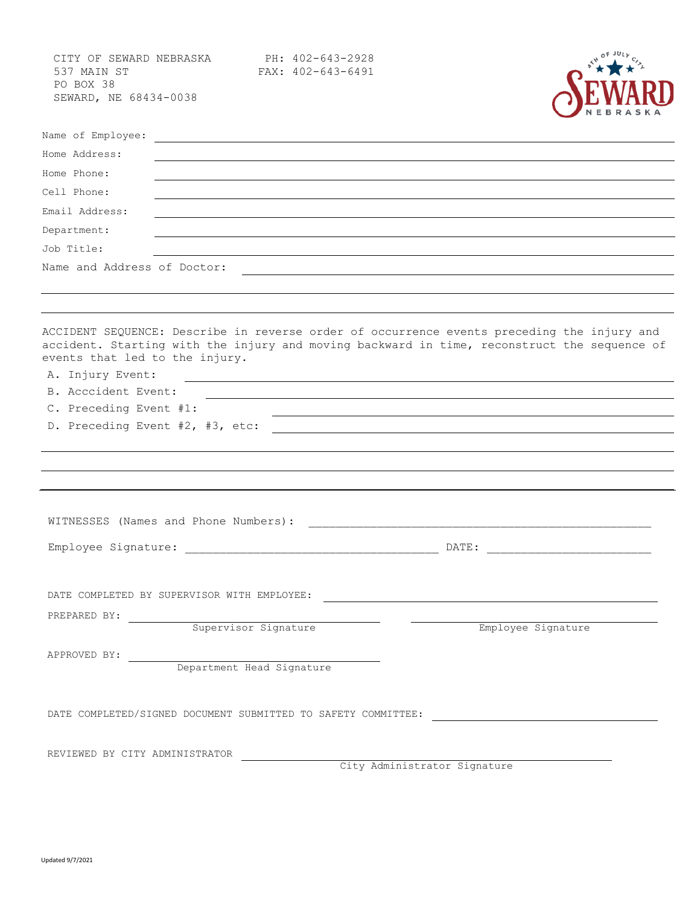CITY OF SEWARD NEBRASKA
537 MAIN ST
PO BOX 38
SEWARD, NE 68434-0038

PH: 402-643-2928
FAX: 402-643-6491

Name of Employee: ______________________________

Home Address: ______________________________

Home Phone: ______________________________

Cell Phone: ______________________________

Email Address: ______________________________

Department: ______________________________

Job Title: ______________________________

Name and Address of Doctor: ______________________________

______________________________

______________________________

ACCIDENT SEQUENCE: Describe in reverse order of occurrence events preceding the injury and accident. Starting with the injury and moving backward in time, reconstruct the sequence of events that led to the injury.

A. Injury Event: ______________________________

B. Acccident Event: ______________________________

C. Preceding Event #1: ______________________________

D. Preceding Event #2, #3, etc: ______________________________

______________________________

______________________________

______________________________

WITNESSES (Names and Phone Numbers): ______________________________

Employee Signature: ______________________________ DATE: ______________________

DATE COMPLETED BY SUPERVISOR WITH EMPLOYEE: ______________________________

PREPARED BY: ______________________________ ______________________________

Supervisor Signature / Employee Signature

APPROVED BY: ______________________________

Department Head Signature

DATE COMPLETED/SIGNED DOCUMENT SUBMITTED TO SAFETY COMMITTEE: ______________________

REVIEWED BY CITY ADMINISTRATOR ______________________________

City Administrator Signature

Updated 9/7/2021